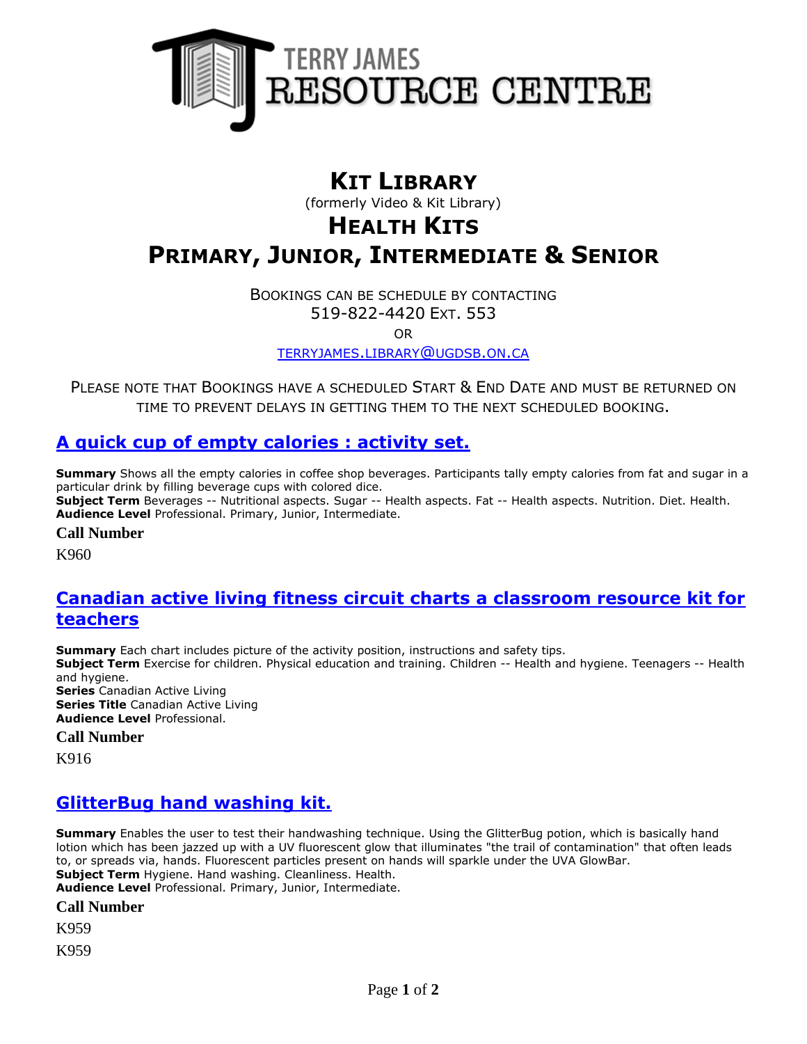TERRY JAMES RESOURCE CENTRE

# Kit Library

(formerly Video & Kit Library)

# Health Kits

# Primary, Junior, Intermediate & Senior

Bookings can be schedule by contacting
519-822-4420 Ext. 553
or
terryjames.library@ugdsb.on.ca

Please note that Bookings have a scheduled Start & End Date and must be returned on time to prevent delays in getting them to the next scheduled booking.

## A quick cup of empty calories : activity set.

**Summary** Shows all the empty calories in coffee shop beverages. Participants tally empty calories from fat and sugar in a particular drink by filling beverage cups with colored dice.
**Subject Term** Beverages -- Nutritional aspects. Sugar -- Health aspects. Fat -- Health aspects. Nutrition. Diet. Health.
**Audience Level** Professional. Primary, Junior, Intermediate.

**Call Number**

K960

## Canadian active living fitness circuit charts a classroom resource kit for teachers

**Summary** Each chart includes picture of the activity position, instructions and safety tips.
**Subject Term** Exercise for children. Physical education and training. Children -- Health and hygiene. Teenagers -- Health and hygiene.
**Series** Canadian Active Living
**Series Title** Canadian Active Living
**Audience Level** Professional.

**Call Number**

K916

## GlitterBug hand washing kit.

**Summary** Enables the user to test their handwashing technique. Using the GlitterBug potion, which is basically hand lotion which has been jazzed up with a UV fluorescent glow that illuminates "the trail of contamination" that often leads to, or spreads via, hands. Fluorescent particles present on hands will sparkle under the UVA GlowBar.
**Subject Term** Hygiene. Hand washing. Cleanliness. Health.
**Audience Level** Professional. Primary, Junior, Intermediate.

**Call Number**

K959

K959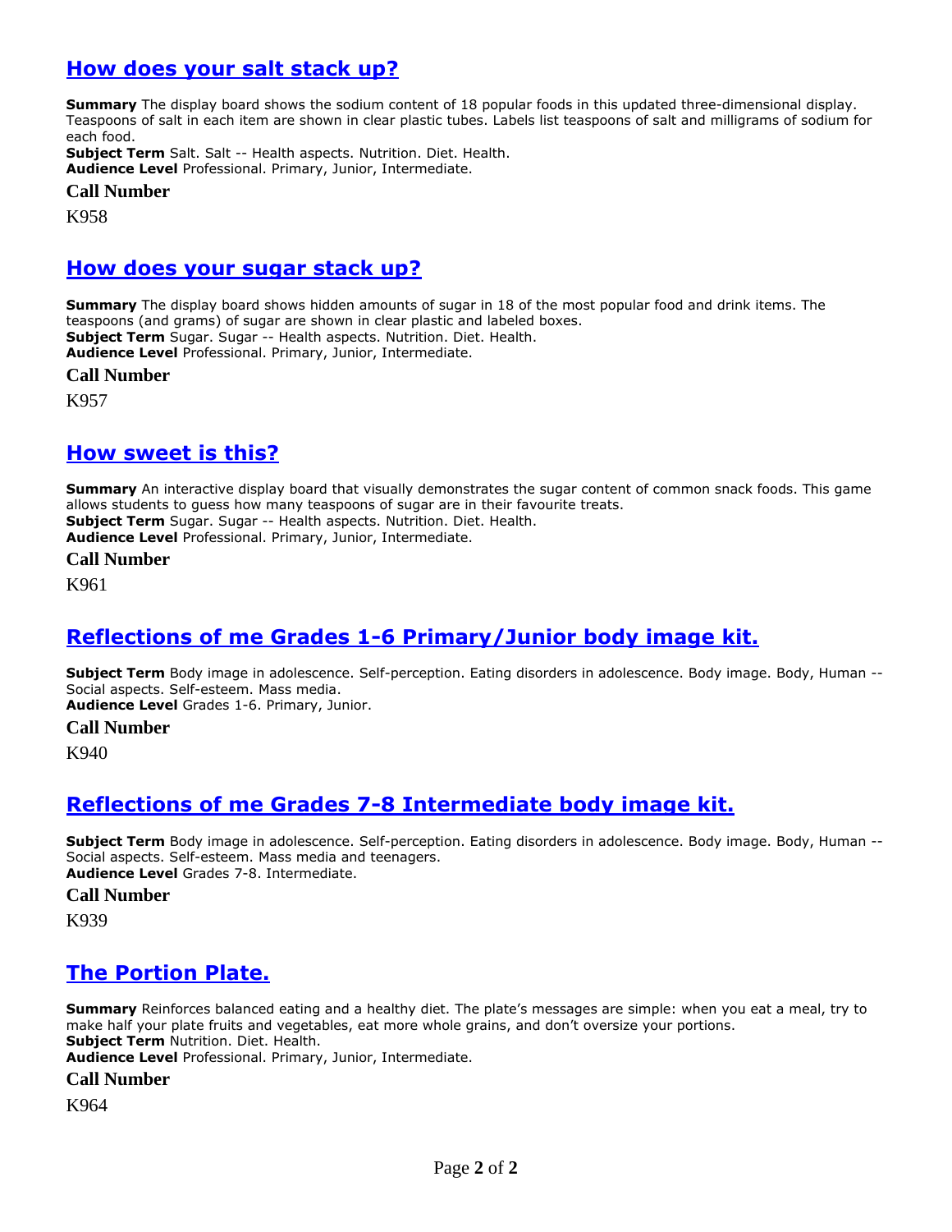## How does your salt stack up?

**Summary** The display board shows the sodium content of 18 popular foods in this updated three-dimensional display. Teaspoons of salt in each item are shown in clear plastic tubes. Labels list teaspoons of salt and milligrams of sodium for each food.
**Subject Term** Salt. Salt -- Health aspects. Nutrition. Diet. Health.
**Audience Level** Professional. Primary, Junior, Intermediate.

**Call Number**

K958

## How does your sugar stack up?

**Summary** The display board shows hidden amounts of sugar in 18 of the most popular food and drink items. The teaspoons (and grams) of sugar are shown in clear plastic and labeled boxes.
**Subject Term** Sugar. Sugar -- Health aspects. Nutrition. Diet. Health.
**Audience Level** Professional. Primary, Junior, Intermediate.

**Call Number**

K957

## How sweet is this?

**Summary** An interactive display board that visually demonstrates the sugar content of common snack foods. This game allows students to guess how many teaspoons of sugar are in their favourite treats.
**Subject Term** Sugar. Sugar -- Health aspects. Nutrition. Diet. Health.
**Audience Level** Professional. Primary, Junior, Intermediate.

**Call Number**

K961

## Reflections of me Grades 1-6 Primary/Junior body image kit.

**Subject Term** Body image in adolescence. Self-perception. Eating disorders in adolescence. Body image. Body, Human -- Social aspects. Self-esteem. Mass media.
**Audience Level** Grades 1-6. Primary, Junior.

**Call Number**

K940

## Reflections of me Grades 7-8 Intermediate body image kit.

**Subject Term** Body image in adolescence. Self-perception. Eating disorders in adolescence. Body image. Body, Human -- Social aspects. Self-esteem. Mass media and teenagers.
**Audience Level** Grades 7-8. Intermediate.

**Call Number**

K939

## The Portion Plate.

**Summary** Reinforces balanced eating and a healthy diet. The plate's messages are simple: when you eat a meal, try to make half your plate fruits and vegetables, eat more whole grains, and don't oversize your portions.
**Subject Term** Nutrition. Diet. Health.
**Audience Level** Professional. Primary, Junior, Intermediate.

**Call Number**

K964